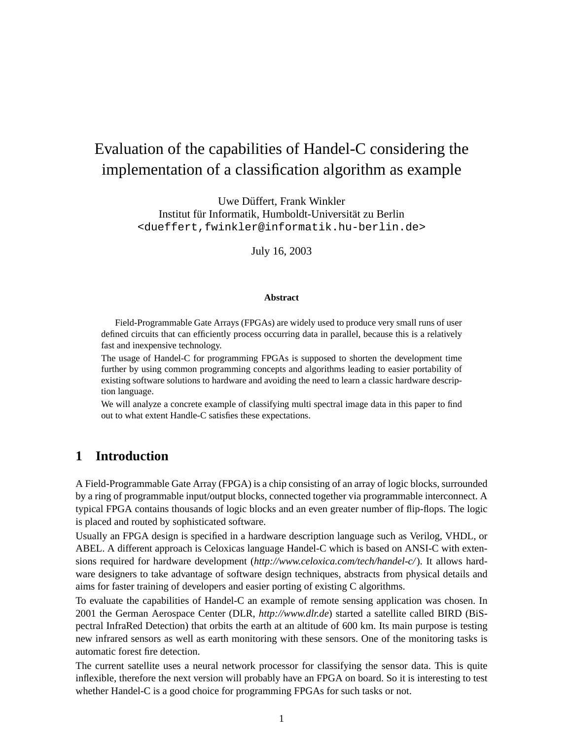# Evaluation of the capabilities of Handel-C considering the implementation of a classification algorithm as example

Uwe Düffert, Frank Winkler
Institut für Informatik, Humboldt-Universität zu Berlin
<dueffert,fwinkler@informatik.hu-berlin.de>

July 16, 2003

**Abstract**

Field-Programmable Gate Arrays (FPGAs) are widely used to produce very small runs of user defined circuits that can efficiently process occurring data in parallel, because this is a relatively fast and inexpensive technology.

The usage of Handel-C for programming FPGAs is supposed to shorten the development time further by using common programming concepts and algorithms leading to easier portability of existing software solutions to hardware and avoiding the need to learn a classic hardware description language.

We will analyze a concrete example of classifying multi spectral image data in this paper to find out to what extent Handle-C satisfies these expectations.

## 1 Introduction

A Field-Programmable Gate Array (FPGA) is a chip consisting of an array of logic blocks, surrounded by a ring of programmable input/output blocks, connected together via programmable interconnect. A typical FPGA contains thousands of logic blocks and an even greater number of flip-flops. The logic is placed and routed by sophisticated software.

Usually an FPGA design is specified in a hardware description language such as Verilog, VHDL, or ABEL. A different approach is Celoxicas language Handel-C which is based on ANSI-C with extensions required for hardware development (*http://www.celoxica.com/tech/handel-c/*). It allows hardware designers to take advantage of software design techniques, abstracts from physical details and aims for faster training of developers and easier porting of existing C algorithms.

To evaluate the capabilities of Handel-C an example of remote sensing application was chosen. In 2001 the German Aerospace Center (DLR, *http://www.dlr.de*) started a satellite called BIRD (BiSpectral InfraRed Detection) that orbits the earth at an altitude of 600 km. Its main purpose is testing new infrared sensors as well as earth monitoring with these sensors. One of the monitoring tasks is automatic forest fire detection.

The current satellite uses a neural network processor for classifying the sensor data. This is quite inflexible, therefore the next version will probably have an FPGA on board. So it is interesting to test whether Handel-C is a good choice for programming FPGAs for such tasks or not.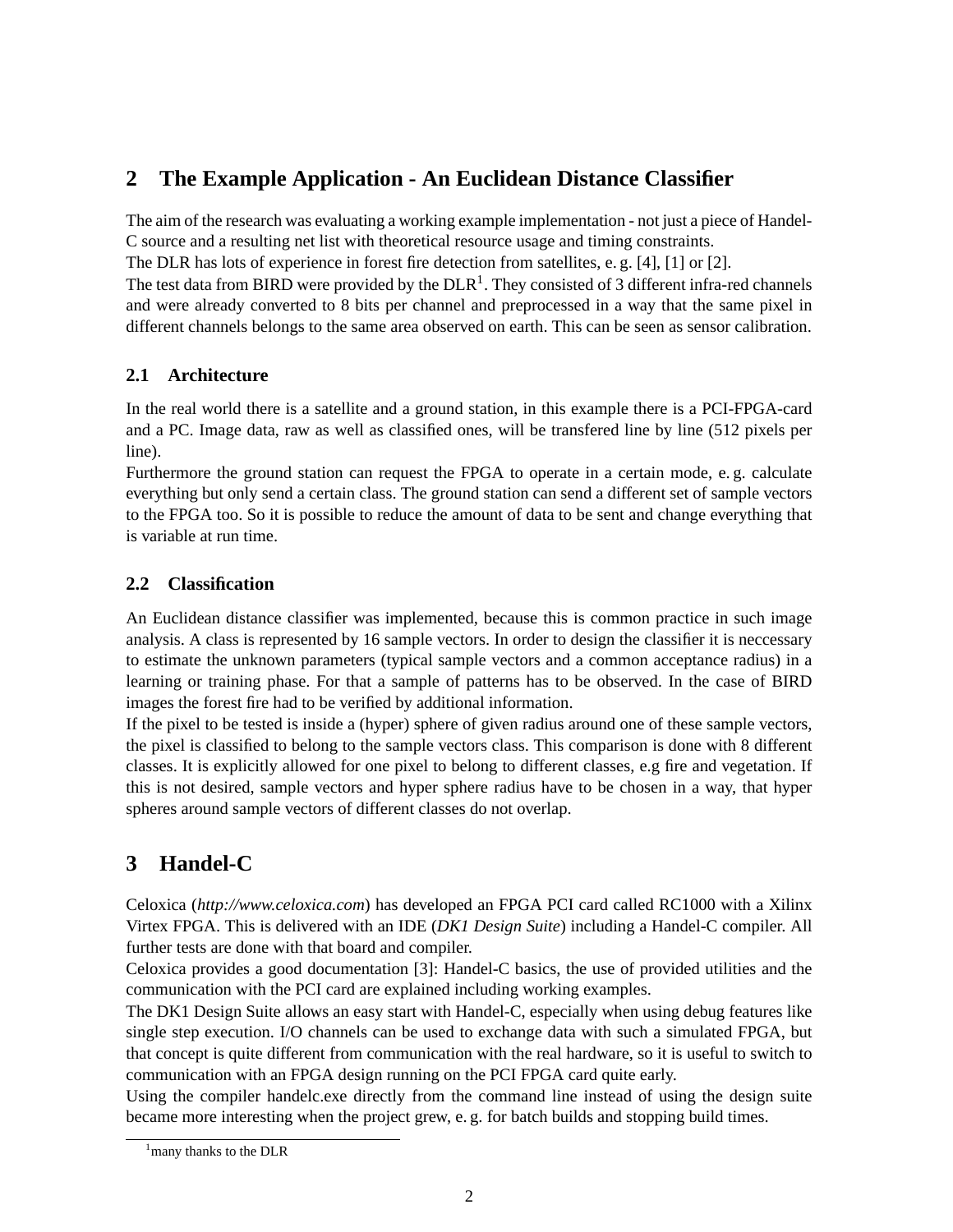## 2 The Example Application - An Euclidean Distance Classifier

The aim of the research was evaluating a working example implementation - not just a piece of Handel-C source and a resulting net list with theoretical resource usage and timing constraints.
The DLR has lots of experience in forest fire detection from satellites, e. g. [4], [1] or [2].
The test data from BIRD were provided by the DLR[1]. They consisted of 3 different infra-red channels and were already converted to 8 bits per channel and preprocessed in a way that the same pixel in different channels belongs to the same area observed on earth. This can be seen as sensor calibration.

### 2.1 Architecture

In the real world there is a satellite and a ground station, in this example there is a PCI-FPGA-card and a PC. Image data, raw as well as classified ones, will be transfered line by line (512 pixels per line).
Furthermore the ground station can request the FPGA to operate in a certain mode, e. g. calculate everything but only send a certain class. The ground station can send a different set of sample vectors to the FPGA too. So it is possible to reduce the amount of data to be sent and change everything that is variable at run time.

### 2.2 Classification

An Euclidean distance classifier was implemented, because this is common practice in such image analysis. A class is represented by 16 sample vectors. In order to design the classifier it is neccessary to estimate the unknown parameters (typical sample vectors and a common acceptance radius) in a learning or training phase. For that a sample of patterns has to be observed. In the case of BIRD images the forest fire had to be verified by additional information.
If the pixel to be tested is inside a (hyper) sphere of given radius around one of these sample vectors, the pixel is classified to belong to the sample vectors class. This comparison is done with 8 different classes. It is explicitly allowed for one pixel to belong to different classes, e.g fire and vegetation. If this is not desired, sample vectors and hyper sphere radius have to be chosen in a way, that hyper spheres around sample vectors of different classes do not overlap.

## 3 Handel-C

Celoxica (*http://www.celoxica.com*) has developed an FPGA PCI card called RC1000 with a Xilinx Virtex FPGA. This is delivered with an IDE (*DK1 Design Suite*) including a Handel-C compiler. All further tests are done with that board and compiler.
Celoxica provides a good documentation [3]: Handel-C basics, the use of provided utilities and the communication with the PCI card are explained including working examples.
The DK1 Design Suite allows an easy start with Handel-C, especially when using debug features like single step execution. I/O channels can be used to exchange data with such a simulated FPGA, but that concept is quite different from communication with the real hardware, so it is useful to switch to communication with an FPGA design running on the PCI FPGA card quite early.
Using the compiler handelc.exe directly from the command line instead of using the design suite became more interesting when the project grew, e. g. for batch builds and stopping build times.

[1] many thanks to the DLR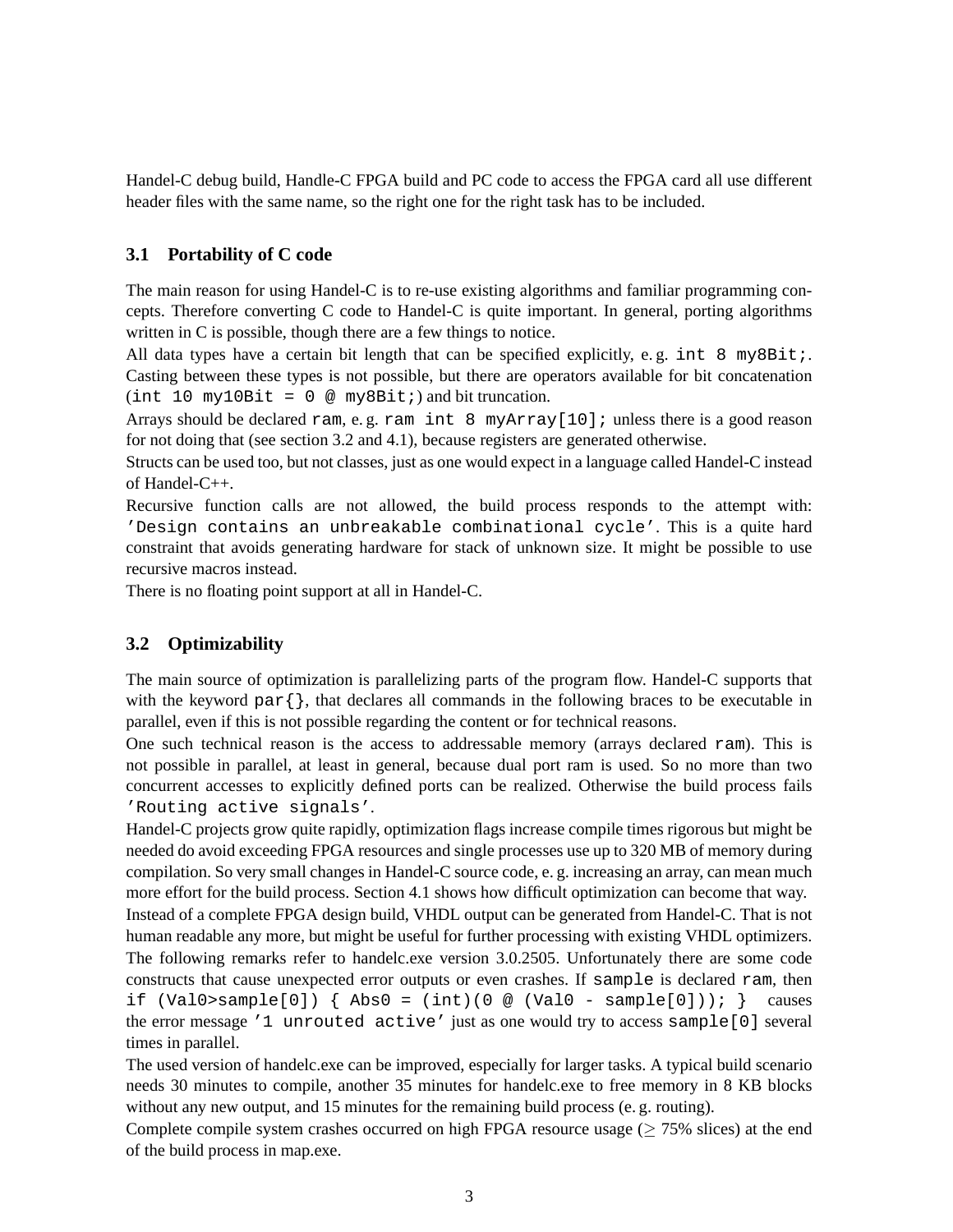Handel-C debug build, Handle-C FPGA build and PC code to access the FPGA card all use different header files with the same name, so the right one for the right task has to be included.

## 3.1 Portability of C code

The main reason for using Handel-C is to re-use existing algorithms and familiar programming concepts. Therefore converting C code to Handel-C is quite important. In general, porting algorithms written in C is possible, though there are a few things to notice.

All data types have a certain bit length that can be specified explicitly, e. g. `int 8 my8Bit;`. Casting between these types is not possible, but there are operators available for bit concatenation (`int 10 my10Bit = 0 @ my8Bit;`) and bit truncation.

Arrays should be declared `ram`, e. g. `ram int 8 myArray[10];` unless there is a good reason for not doing that (see section 3.2 and 4.1), because registers are generated otherwise.

Structs can be used too, but not classes, just as one would expect in a language called Handel-C instead of Handel-C++.

Recursive function calls are not allowed, the build process responds to the attempt with: `’Design contains an unbreakable combinational cycle’`. This is a quite hard constraint that avoids generating hardware for stack of unknown size. It might be possible to use recursive macros instead.

There is no floating point support at all in Handel-C.

## 3.2 Optimizability

The main source of optimization is parallelizing parts of the program flow. Handel-C supports that with the keyword `par{}`, that declares all commands in the following braces to be executable in parallel, even if this is not possible regarding the content or for technical reasons.

One such technical reason is the access to addressable memory (arrays declared `ram`). This is not possible in parallel, at least in general, because dual port ram is used. So no more than two concurrent accesses to explicitly defined ports can be realized. Otherwise the build process fails `’Routing active signals’`.

Handel-C projects grow quite rapidly, optimization flags increase compile times rigorous but might be needed do avoid exceeding FPGA resources and single processes use up to 320 MB of memory during compilation. So very small changes in Handel-C source code, e. g. increasing an array, can mean much more effort for the build process. Section 4.1 shows how difficult optimization can become that way.

Instead of a complete FPGA design build, VHDL output can be generated from Handel-C. That is not human readable any more, but might be useful for further processing with existing VHDL optimizers.

The following remarks refer to handelc.exe version 3.0.2505. Unfortunately there are some code constructs that cause unexpected error outputs or even crashes. If `sample` is declared `ram`, then `if (Val0>sample[0]) { Abs0 = (int)(0 @ (Val0 - sample[0])); }` causes the error message `’1 unrouted active’` just as one would try to access `sample[0]` several times in parallel.

The used version of handelc.exe can be improved, especially for larger tasks. A typical build scenario needs 30 minutes to compile, another 35 minutes for handelc.exe to free memory in 8 KB blocks without any new output, and 15 minutes for the remaining build process (e. g. routing).

Complete compile system crashes occurred on high FPGA resource usage ($\geq$ 75% slices) at the end of the build process in map.exe.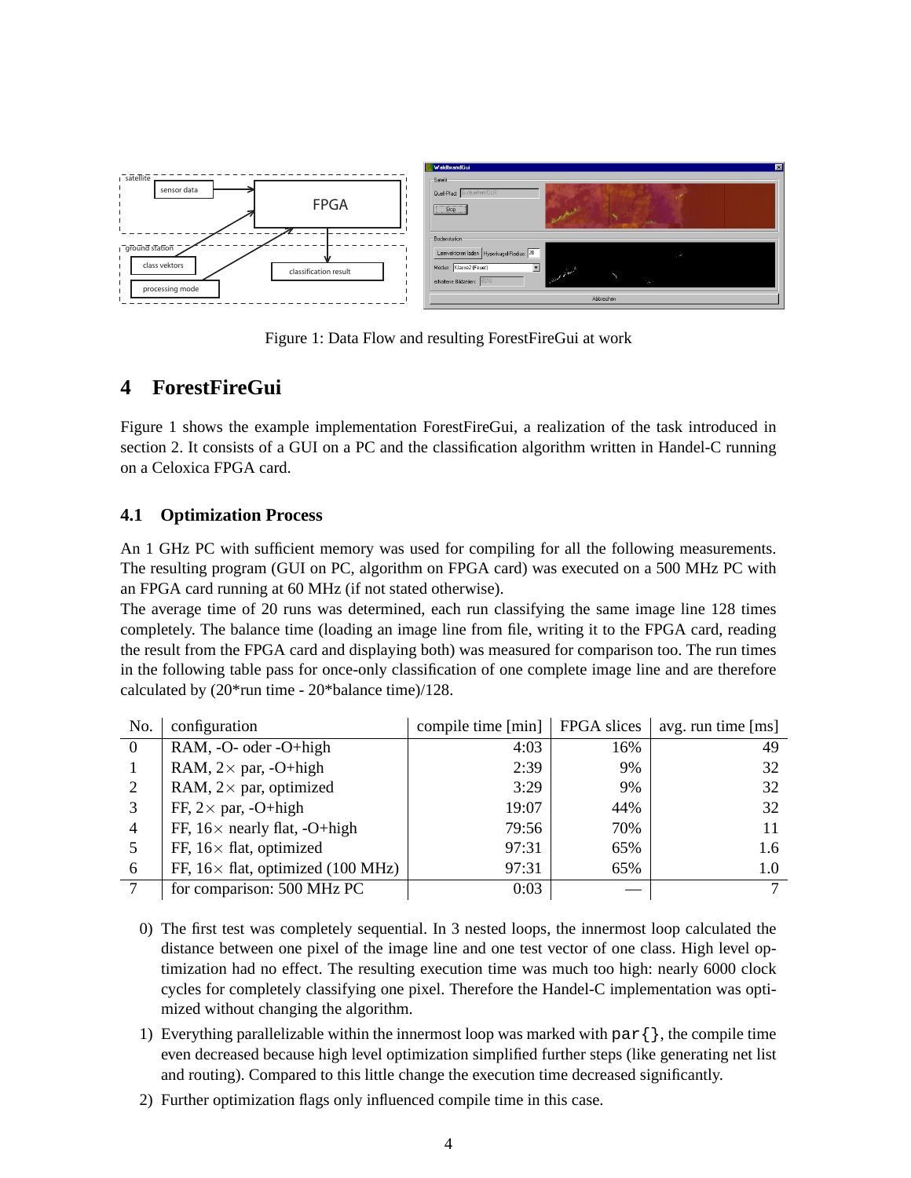Figure 1: Data Flow and resulting ForestFireGui at work

## 4 ForestFireGui

Figure 1 shows the example implementation ForestFireGui, a realization of the task introduced in section 2. It consists of a GUI on a PC and the classification algorithm written in Handel-C running on a Celoxica FPGA card.

### 4.1 Optimization Process

An 1 GHz PC with sufficient memory was used for compiling for all the following measurements. The resulting program (GUI on PC, algorithm on FPGA card) was executed on a 500 MHz PC with an FPGA card running at 60 MHz (if not stated otherwise).

The average time of 20 runs was determined, each run classifying the same image line 128 times completely. The balance time (loading an image line from file, writing it to the FPGA card, reading the result from the FPGA card and displaying both) was measured for comparison too. The run times in the following table pass for once-only classification of one complete image line and are therefore calculated by (20*run time - 20*balance time)/128.

| No. | configuration | compile time [min] | FPGA slices | avg. run time [ms] |
|---|---|---|---|---|
| 0 | RAM, -O- oder -O+high | 4:03 | 16% | 49 |
| 1 | RAM, 2× par, -O+high | 2:39 | 9% | 32 |
| 2 | RAM, 2× par, optimized | 3:29 | 9% | 32 |
| 3 | FF, 2× par, -O+high | 19:07 | 44% | 32 |
| 4 | FF, 16× nearly flat, -O+high | 79:56 | 70% | 11 |
| 5 | FF, 16× flat, optimized | 97:31 | 65% | 1.6 |
| 6 | FF, 16× flat, optimized (100 MHz) | 97:31 | 65% | 1.0 |
| 7 | for comparison: 500 MHz PC | 0:03 | — | 7 |

0) The first test was completely sequential. In 3 nested loops, the innermost loop calculated the distance between one pixel of the image line and one test vector of one class. High level optimization had no effect. The resulting execution time was much too high: nearly 6000 clock cycles for completely classifying one pixel. Therefore the Handel-C implementation was optimized without changing the algorithm.

1) Everything parallelizable within the innermost loop was marked with `par{}`, the compile time even decreased because high level optimization simplified further steps (like generating net list and routing). Compared to this little change the execution time decreased significantly.

2) Further optimization flags only influenced compile time in this case.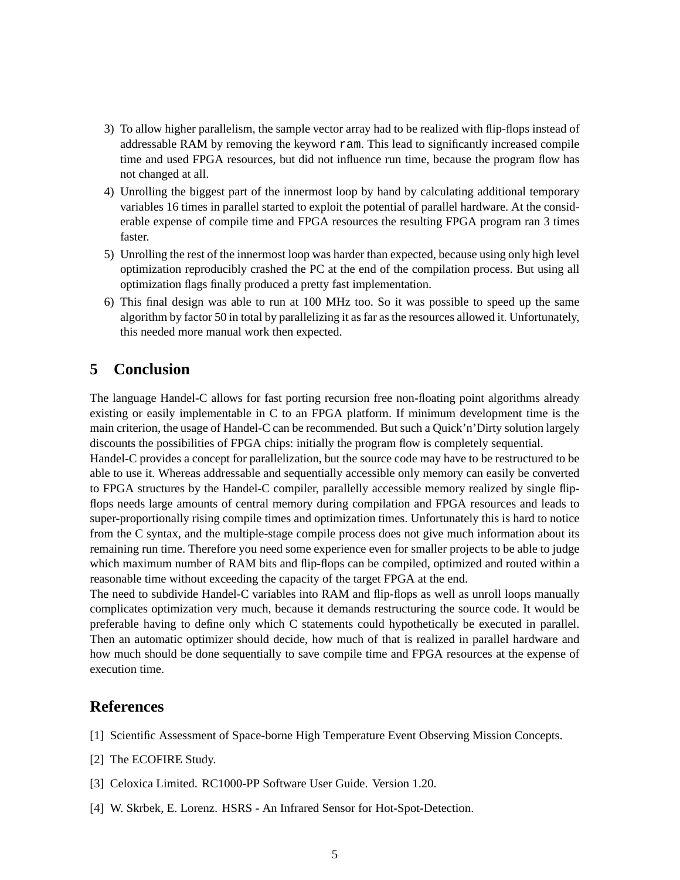3) To allow higher parallelism, the sample vector array had to be realized with flip-flops instead of addressable RAM by removing the keyword `ram`. This lead to significantly increased compile time and used FPGA resources, but did not influence run time, because the program flow has not changed at all.
4) Unrolling the biggest part of the innermost loop by hand by calculating additional temporary variables 16 times in parallel started to exploit the potential of parallel hardware. At the considerable expense of compile time and FPGA resources the resulting FPGA program ran 3 times faster.
5) Unrolling the rest of the innermost loop was harder than expected, because using only high level optimization reproducibly crashed the PC at the end of the compilation process. But using all optimization flags finally produced a pretty fast implementation.
6) This final design was able to run at 100 MHz too. So it was possible to speed up the same algorithm by factor 50 in total by parallelizing it as far as the resources allowed it. Unfortunately, this needed more manual work then expected.

## 5 Conclusion

The language Handel-C allows for fast porting recursion free non-floating point algorithms already existing or easily implementable in C to an FPGA platform. If minimum development time is the main criterion, the usage of Handel-C can be recommended. But such a Quick'n'Dirty solution largely discounts the possibilities of FPGA chips: initially the program flow is completely sequential.
Handel-C provides a concept for parallelization, but the source code may have to be restructured to be able to use it. Whereas addressable and sequentially accessible only memory can easily be converted to FPGA structures by the Handel-C compiler, parallelly accessible memory realized by single flip-flops needs large amounts of central memory during compilation and FPGA resources and leads to super-proportionally rising compile times and optimization times. Unfortunately this is hard to notice from the C syntax, and the multiple-stage compile process does not give much information about its remaining run time. Therefore you need some experience even for smaller projects to be able to judge which maximum number of RAM bits and flip-flops can be compiled, optimized and routed within a reasonable time without exceeding the capacity of the target FPGA at the end.
The need to subdivide Handel-C variables into RAM and flip-flops as well as unroll loops manually complicates optimization very much, because it demands restructuring the source code. It would be preferable having to define only which C statements could hypothetically be executed in parallel. Then an automatic optimizer should decide, how much of that is realized in parallel hardware and how much should be done sequentially to save compile time and FPGA resources at the expense of execution time.

## References

[1] Scientific Assessment of Space-borne High Temperature Event Observing Mission Concepts.

[2] The ECOFIRE Study.

[3] Celoxica Limited. RC1000-PP Software User Guide. Version 1.20.

[4] W. Skrbek, E. Lorenz. HSRS - An Infrared Sensor for Hot-Spot-Detection.